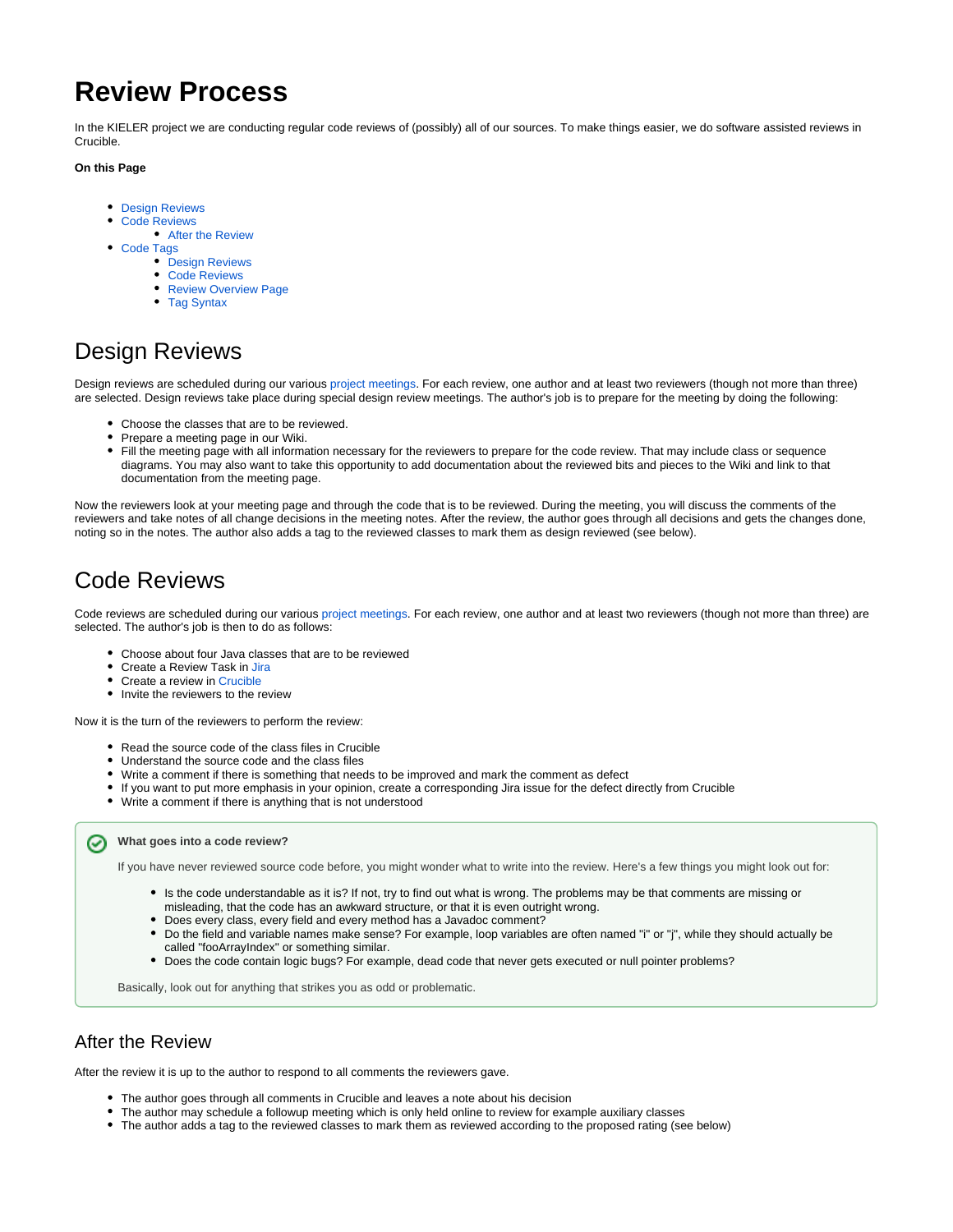# Review Process

In the KIELER project we are conducting regular code reviews of (possibly) all of our sources. To make things easier, we do software assisted reviews in Crucible.

**On this Page**

- Design Reviews
- Code Reviews
  - After the Review
- Code Tags
  - Design Reviews
  - Code Reviews
  - Review Overview Page
  - Tag Syntax

## Design Reviews

Design reviews are scheduled during our various project meetings. For each review, one author and at least two reviewers (though not more than three) are selected. Design reviews take place during special design review meetings. The author's job is to prepare for the meeting by doing the following:

- Choose the classes that are to be reviewed.
- Prepare a meeting page in our Wiki.
- Fill the meeting page with all information necessary for the reviewers to prepare for the code review. That may include class or sequence diagrams. You may also want to take this opportunity to add documentation about the reviewed bits and pieces to the Wiki and link to that documentation from the meeting page.

Now the reviewers look at your meeting page and through the code that is to be reviewed. During the meeting, you will discuss the comments of the reviewers and take notes of all change decisions in the meeting notes. After the review, the author goes through all decisions and gets the changes done, noting so in the notes. The author also adds a tag to the reviewed classes to mark them as design reviewed (see below).

## Code Reviews

Code reviews are scheduled during our various project meetings. For each review, one author and at least two reviewers (though not more than three) are selected. The author's job is then to do as follows:

- Choose about four Java classes that are to be reviewed
- Create a Review Task in Jira
- Create a review in Crucible
- Invite the reviewers to the review

Now it is the turn of the reviewers to perform the review:

- Read the source code of the class files in Crucible
- Understand the source code and the class files
- Write a comment if there is something that needs to be improved and mark the comment as defect
- If you want to put more emphasis in your opinion, create a corresponding Jira issue for the defect directly from Crucible
- Write a comment if there is anything that is not understood

> **What goes into a code review?**
>
> If you have never reviewed source code before, you might wonder what to write into the review. Here's a few things you might look out for:
>
> - Is the code understandable as it is? If not, try to find out what is wrong. The problems may be that comments are missing or misleading, that the code has an awkward structure, or that it is even outright wrong.
> - Does every class, every field and every method has a Javadoc comment?
> - Do the field and variable names make sense? For example, loop variables are often named "i" or "j", while they should actually be called "fooArrayIndex" or something similar.
> - Does the code contain logic bugs? For example, dead code that never gets executed or null pointer problems?
>
> Basically, look out for anything that strikes you as odd or problematic.

### After the Review

After the review it is up to the author to respond to all comments the reviewers gave.

- The author goes through all comments in Crucible and leaves a note about his decision
- The author may schedule a followup meeting which is only held online to review for example auxiliary classes
- The author adds a tag to the reviewed classes to mark them as reviewed according to the proposed rating (see below)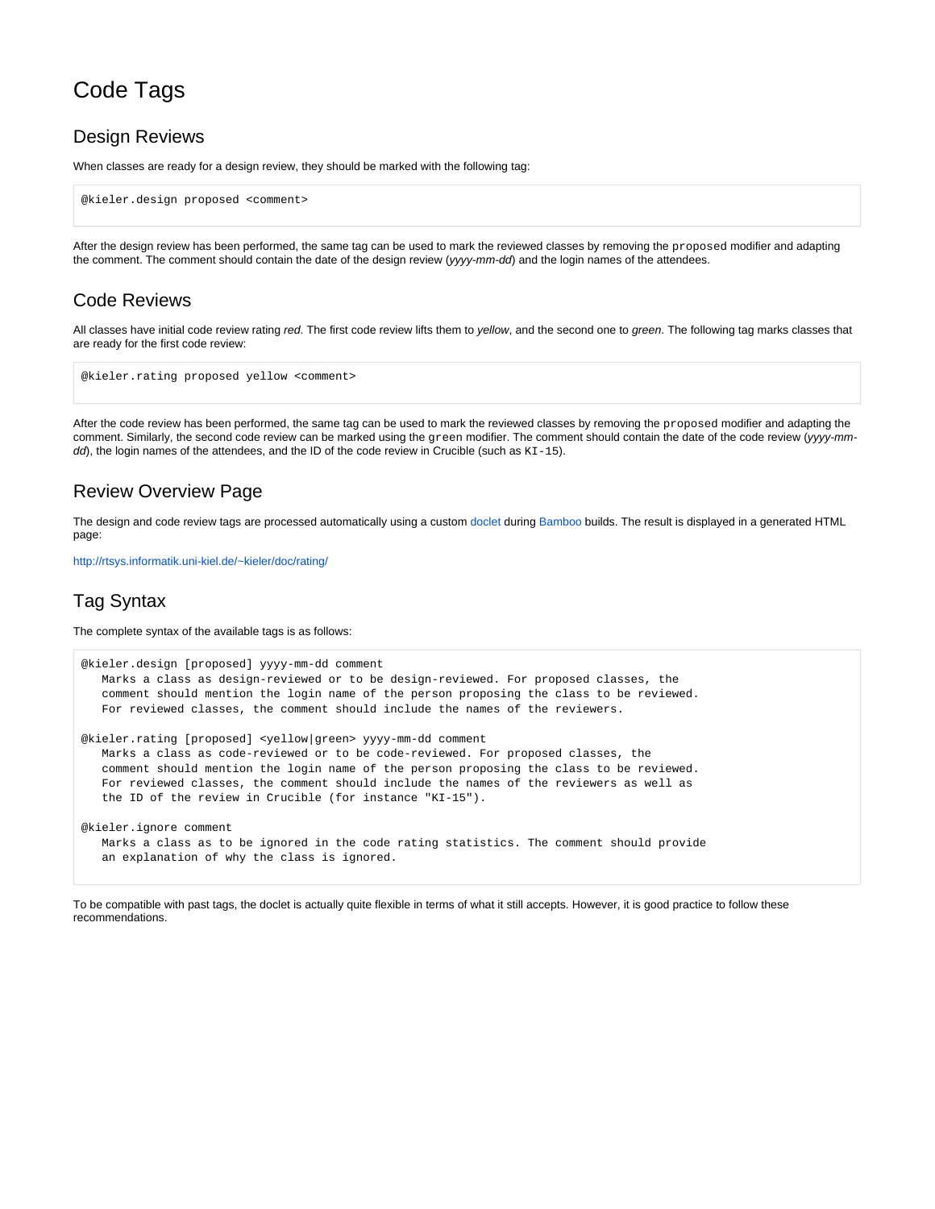# Code Tags

## Design Reviews

When classes are ready for a design review, they should be marked with the following tag:

```
@kieler.design proposed <comment>
```

After the design review has been performed, the same tag can be used to mark the reviewed classes by removing the `proposed` modifier and adapting the comment. The comment should contain the date of the design review (*yyyy-mm-dd*) and the login names of the attendees.

## Code Reviews

All classes have initial code review rating *red*. The first code review lifts them to *yellow*, and the second one to *green*. The following tag marks classes that are ready for the first code review:

```
@kieler.rating proposed yellow <comment>
```

After the code review has been performed, the same tag can be used to mark the reviewed classes by removing the `proposed` modifier and adapting the comment. Similarly, the second code review can be marked using the `green` modifier. The comment should contain the date of the code review (*yyyy-mm-dd*), the login names of the attendees, and the ID of the code review in Crucible (such as `KI-15`).

## Review Overview Page

The design and code review tags are processed automatically using a custom doclet during Bamboo builds. The result is displayed in a generated HTML page:

http://rtsys.informatik.uni-kiel.de/~kieler/doc/rating/

## Tag Syntax

The complete syntax of the available tags is as follows:

```
@kieler.design [proposed] yyyy-mm-dd comment
    Marks a class as design-reviewed or to be design-reviewed. For proposed classes, the
    comment should mention the login name of the person proposing the class to be reviewed.
    For reviewed classes, the comment should include the names of the reviewers.

@kieler.rating [proposed] <yellow|green> yyyy-mm-dd comment
    Marks a class as code-reviewed or to be code-reviewed. For proposed classes, the
    comment should mention the login name of the person proposing the class to be reviewed.
    For reviewed classes, the comment should include the names of the reviewers as well as
    the ID of the review in Crucible (for instance "KI-15").

@kieler.ignore comment
    Marks a class as to be ignored in the code rating statistics. The comment should provide
    an explanation of why the class is ignored.
```

To be compatible with past tags, the doclet is actually quite flexible in terms of what it still accepts. However, it is good practice to follow these recommendations.